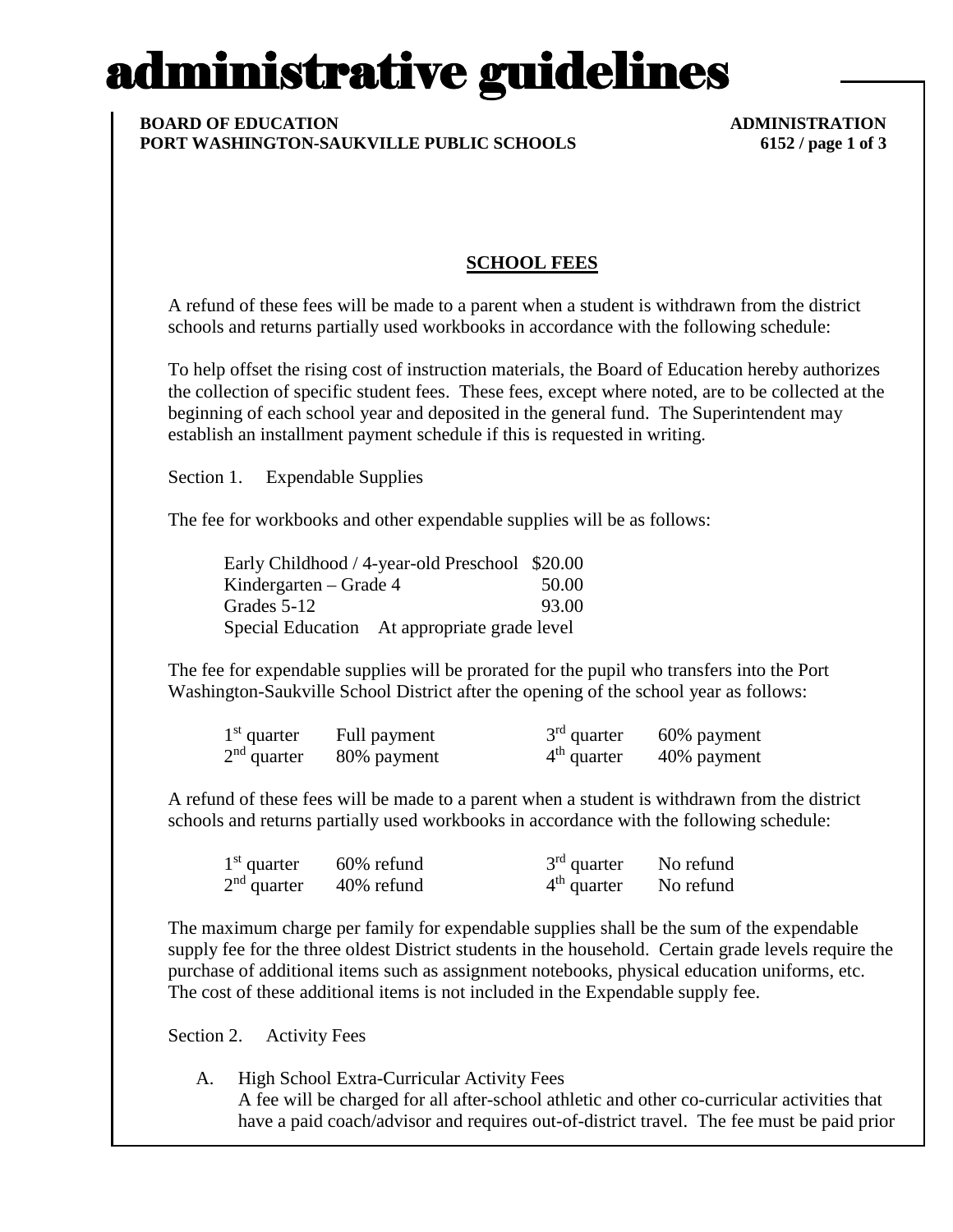# administrative guidelines

**BOARD OF EDUCATION**
**PORT WASHINGTON-SAUKVILLE PUBLIC SCHOOLS**

**ADMINISTRATION**
**6152**

## SCHOOL FEES

A refund of these fees will be made to a parent when a student is withdrawn from the district schools and returns partially used workbooks in accordance with the following schedule:

To help offset the rising cost of instruction materials, the Board of Education hereby authorizes the collection of specific student fees. These fees, except where noted, are to be collected at the beginning of each school year and deposited in the general fund. The Superintendent may establish an installment payment schedule if this is requested in writing.

Section 1. Expendable Supplies

The fee for workbooks and other expendable supplies will be as follows:

| | |
|---|---|
| Early Childhood / 4-year-old Preschool | $20.00 |
| Kindergarten – Grade 4 | 50.00 |
| Grades 5-12 | 93.00 |
| Special Education | At appropriate grade level |

The fee for expendable supplies will be prorated for the pupil who transfers into the Port Washington-Saukville School District after the opening of the school year as follows:

| | | | |
|---|---|---|---|
| 1st quarter | Full payment | 3rd quarter | 60% payment |
| 2nd quarter | 80% payment | 4th quarter | 40% payment |

A refund of these fees will be made to a parent when a student is withdrawn from the district schools and returns partially used workbooks in accordance with the following schedule:

| | | | |
|---|---|---|---|
| 1st quarter | 60% refund | 3rd quarter | No refund |
| 2nd quarter | 40% refund | 4th quarter | No refund |

The maximum charge per family for expendable supplies shall be the sum of the expendable supply fee for the three oldest District students in the household. Certain grade levels require the purchase of additional items such as assignment notebooks, physical education uniforms, etc. The cost of these additional items is not included in the Expendable supply fee.

Section 2. Activity Fees

A. High School Extra-Curricular Activity Fees
   A fee will be charged for all after-school athletic and other co-curricular activities that have a paid coach/advisor and requires out-of-district travel. The fee must be paid prior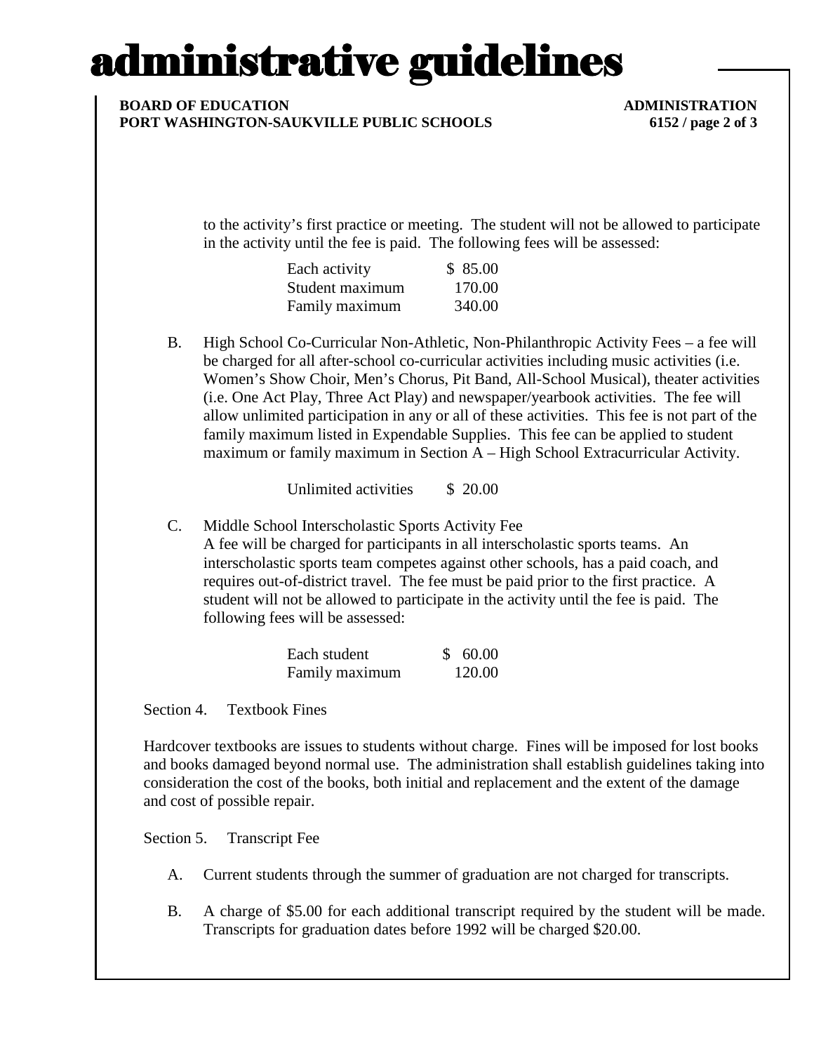to the activity's first practice or meeting. The student will not be allowed to participate in the activity until the fee is paid. The following fees will be assessed:

| | |
|---|---|
| Each activity | $ 85.00 |
| Student maximum | 170.00 |
| Family maximum | 340.00 |

B. High School Co-Curricular Non-Athletic, Non-Philanthropic Activity Fees – a fee will be charged for all after-school co-curricular activities including music activities (i.e. Women's Show Choir, Men's Chorus, Pit Band, All-School Musical), theater activities (i.e. One Act Play, Three Act Play) and newspaper/yearbook activities. The fee will allow unlimited participation in any or all of these activities. This fee is not part of the family maximum listed in Expendable Supplies. This fee can be applied to student maximum or family maximum in Section A – High School Extracurricular Activity.

| | |
|---|---|
| Unlimited activities | $ 20.00 |

C. Middle School Interscholastic Sports Activity Fee
A fee will be charged for participants in all interscholastic sports teams. An interscholastic sports team competes against other schools, has a paid coach, and requires out-of-district travel. The fee must be paid prior to the first practice. A student will not be allowed to participate in the activity until the fee is paid. The following fees will be assessed:

| | |
|---|---|
| Each student | $ 60.00 |
| Family maximum | 120.00 |

Section 4. Textbook Fines

Hardcover textbooks are issues to students without charge. Fines will be imposed for lost books and books damaged beyond normal use. The administration shall establish guidelines taking into consideration the cost of the books, both initial and replacement and the extent of the damage and cost of possible repair.

Section 5. Transcript Fee

A. Current students through the summer of graduation are not charged for transcripts.

B. A charge of $5.00 for each additional transcript required by the student will be made. Transcripts for graduation dates before 1992 will be charged $20.00.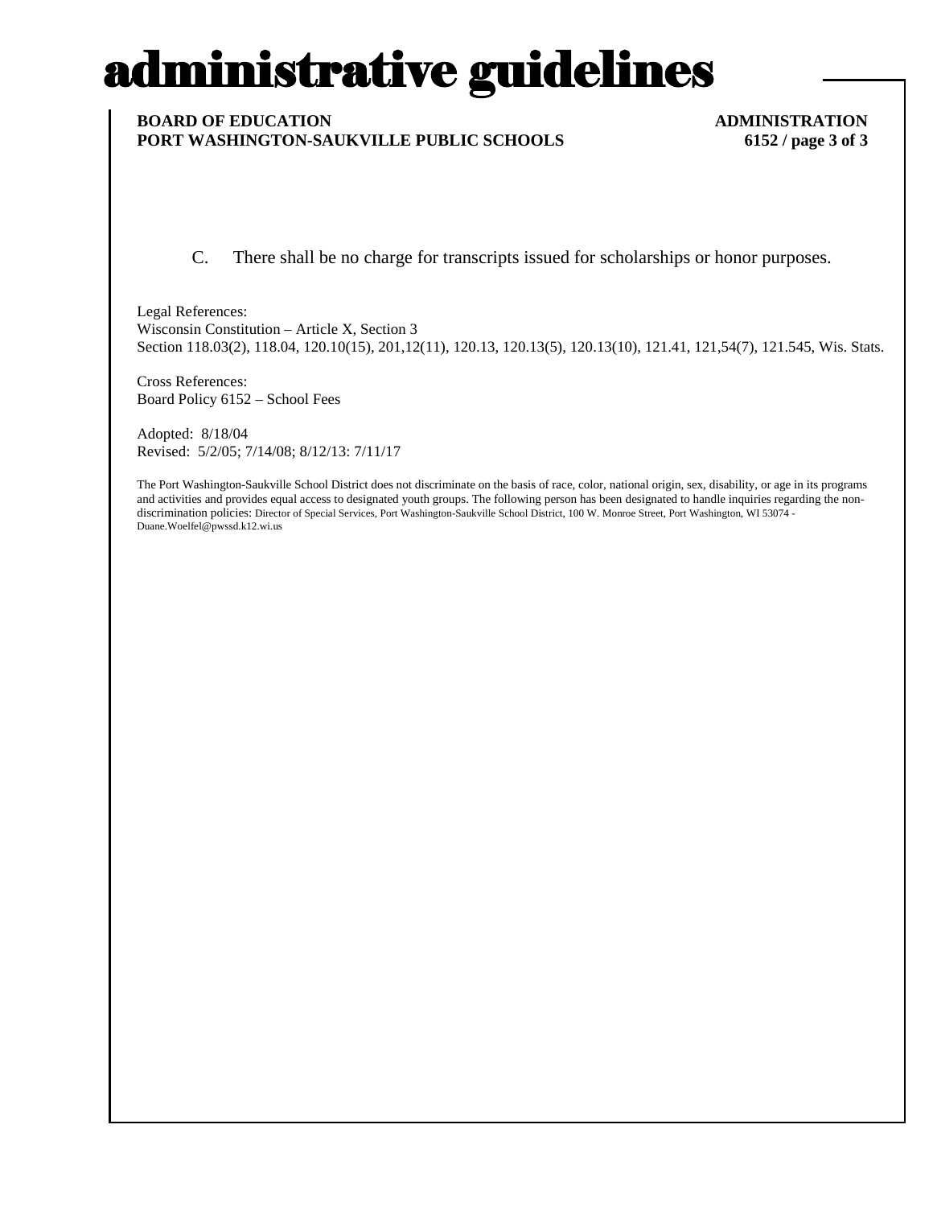C. There shall be no charge for transcripts issued for scholarships or honor purposes.

Legal References:
Wisconsin Constitution – Article X, Section 3
Section 118.03(2), 118.04, 120.10(15), 201,12(11), 120.13, 120.13(5), 120.13(10), 121.41, 121,54(7), 121.545, Wis. Stats.

Cross References:
Board Policy 6152 – School Fees

Adopted: 8/18/04
Revised: 5/2/05; 7/14/08; 8/12/13: 7/11/17

The Port Washington-Saukville School District does not discriminate on the basis of race, color, national origin, sex, disability, or age in its programs and activities and provides equal access to designated youth groups. The following person has been designated to handle inquiries regarding the non-discrimination policies: Director of Special Services, Port Washington-Saukville School District, 100 W. Monroe Street, Port Washington, WI 53074 - Duane.Woelfel@pwssd.k12.wi.us